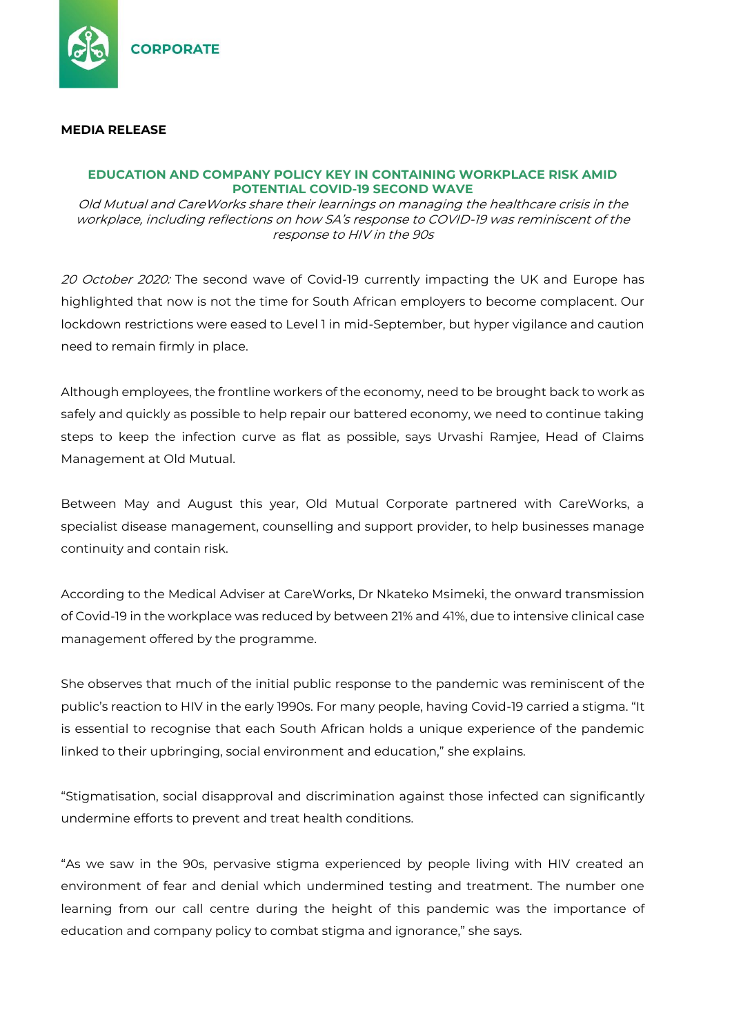**CORPORATE**

**MEDIA RELEASE**

## EDUCATION AND COMPANY POLICY KEY IN CONTAINING WORKPLACE RISK AMID POTENTIAL COVID-19 SECOND WAVE

*Old Mutual and CareWorks share their learnings on managing the healthcare crisis in the workplace, including reflections on how SA's response to COVID-19 was reminiscent of the response to HIV in the 90s*

*20 October 2020:* The second wave of Covid-19 currently impacting the UK and Europe has highlighted that now is not the time for South African employers to become complacent. Our lockdown restrictions were eased to Level 1 in mid-September, but hyper vigilance and caution need to remain firmly in place.

Although employees, the frontline workers of the economy, need to be brought back to work as safely and quickly as possible to help repair our battered economy, we need to continue taking steps to keep the infection curve as flat as possible, says Urvashi Ramjee, Head of Claims Management at Old Mutual.

Between May and August this year, Old Mutual Corporate partnered with CareWorks, a specialist disease management, counselling and support provider, to help businesses manage continuity and contain risk.

According to the Medical Adviser at CareWorks, Dr Nkateko Msimeki, the onward transmission of Covid-19 in the workplace was reduced by between 21% and 41%, due to intensive clinical case management offered by the programme.

She observes that much of the initial public response to the pandemic was reminiscent of the public's reaction to HIV in the early 1990s. For many people, having Covid-19 carried a stigma. "It is essential to recognise that each South African holds a unique experience of the pandemic linked to their upbringing, social environment and education," she explains.

"Stigmatisation, social disapproval and discrimination against those infected can significantly undermine efforts to prevent and treat health conditions.

"As we saw in the 90s, pervasive stigma experienced by people living with HIV created an environment of fear and denial which undermined testing and treatment. The number one learning from our call centre during the height of this pandemic was the importance of education and company policy to combat stigma and ignorance," she says.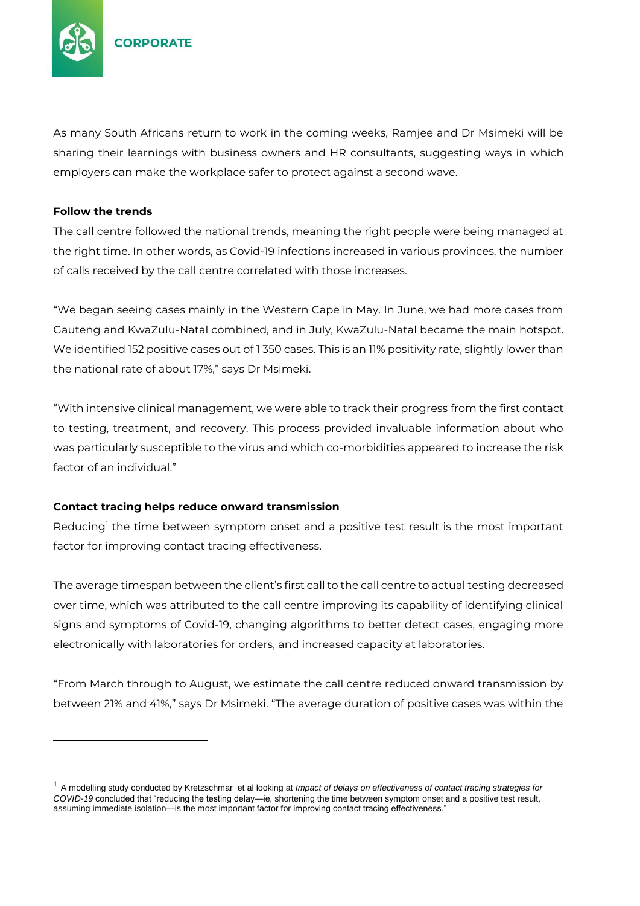As many South Africans return to work in the coming weeks, Ramjee and Dr Msimeki will be sharing their learnings with business owners and HR consultants, suggesting ways in which employers can make the workplace safer to protect against a second wave.

**Follow the trends**

The call centre followed the national trends, meaning the right people were being managed at the right time. In other words, as Covid-19 infections increased in various provinces, the number of calls received by the call centre correlated with those increases.

"We began seeing cases mainly in the Western Cape in May. In June, we had more cases from Gauteng and KwaZulu-Natal combined, and in July, KwaZulu-Natal became the main hotspot. We identified 152 positive cases out of 1 350 cases. This is an 11% positivity rate, slightly lower than the national rate of about 17%," says Dr Msimeki.

"With intensive clinical management, we were able to track their progress from the first contact to testing, treatment, and recovery. This process provided invaluable information about who was particularly susceptible to the virus and which co-morbidities appeared to increase the risk factor of an individual."

**Contact tracing helps reduce onward transmission**

Reducing[1] the time between symptom onset and a positive test result is the most important factor for improving contact tracing effectiveness.

The average timespan between the client's first call to the call centre to actual testing decreased over time, which was attributed to the call centre improving its capability of identifying clinical signs and symptoms of Covid-19, changing algorithms to better detect cases, engaging more electronically with laboratories for orders, and increased capacity at laboratories.

"From March through to August, we estimate the call centre reduced onward transmission by between 21% and 41%," says Dr Msimeki. "The average duration of positive cases was within the

---

[1] A modelling study conducted by Kretzschmar et al looking at *Impact of delays on effectiveness of contact tracing strategies for COVID-19* concluded that "reducing the testing delay—ie, shortening the time between symptom onset and a positive test result, assuming immediate isolation—is the most important factor for improving contact tracing effectiveness."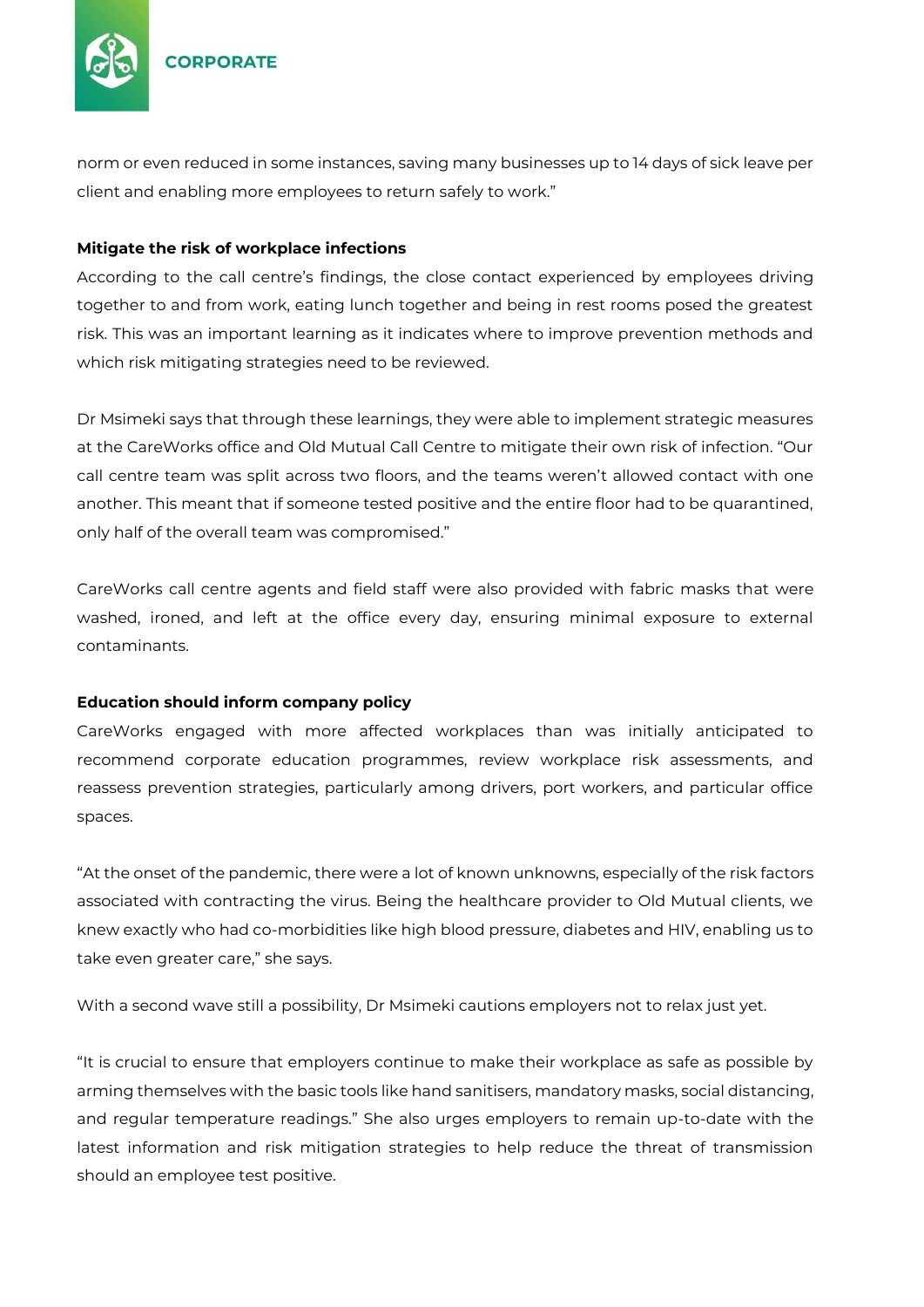norm or even reduced in some instances, saving many businesses up to 14 days of sick leave per client and enabling more employees to return safely to work."

**Mitigate the risk of workplace infections**

According to the call centre's findings, the close contact experienced by employees driving together to and from work, eating lunch together and being in rest rooms posed the greatest risk. This was an important learning as it indicates where to improve prevention methods and which risk mitigating strategies need to be reviewed.

Dr Msimeki says that through these learnings, they were able to implement strategic measures at the CareWorks office and Old Mutual Call Centre to mitigate their own risk of infection. "Our call centre team was split across two floors, and the teams weren't allowed contact with one another. This meant that if someone tested positive and the entire floor had to be quarantined, only half of the overall team was compromised."

CareWorks call centre agents and field staff were also provided with fabric masks that were washed, ironed, and left at the office every day, ensuring minimal exposure to external contaminants.

**Education should inform company policy**

CareWorks engaged with more affected workplaces than was initially anticipated to recommend corporate education programmes, review workplace risk assessments, and reassess prevention strategies, particularly among drivers, port workers, and particular office spaces.

"At the onset of the pandemic, there were a lot of known unknowns, especially of the risk factors associated with contracting the virus. Being the healthcare provider to Old Mutual clients, we knew exactly who had co-morbidities like high blood pressure, diabetes and HIV, enabling us to take even greater care," she says.

With a second wave still a possibility, Dr Msimeki cautions employers not to relax just yet.

"It is crucial to ensure that employers continue to make their workplace as safe as possible by arming themselves with the basic tools like hand sanitisers, mandatory masks, social distancing, and regular temperature readings." She also urges employers to remain up-to-date with the latest information and risk mitigation strategies to help reduce the threat of transmission should an employee test positive.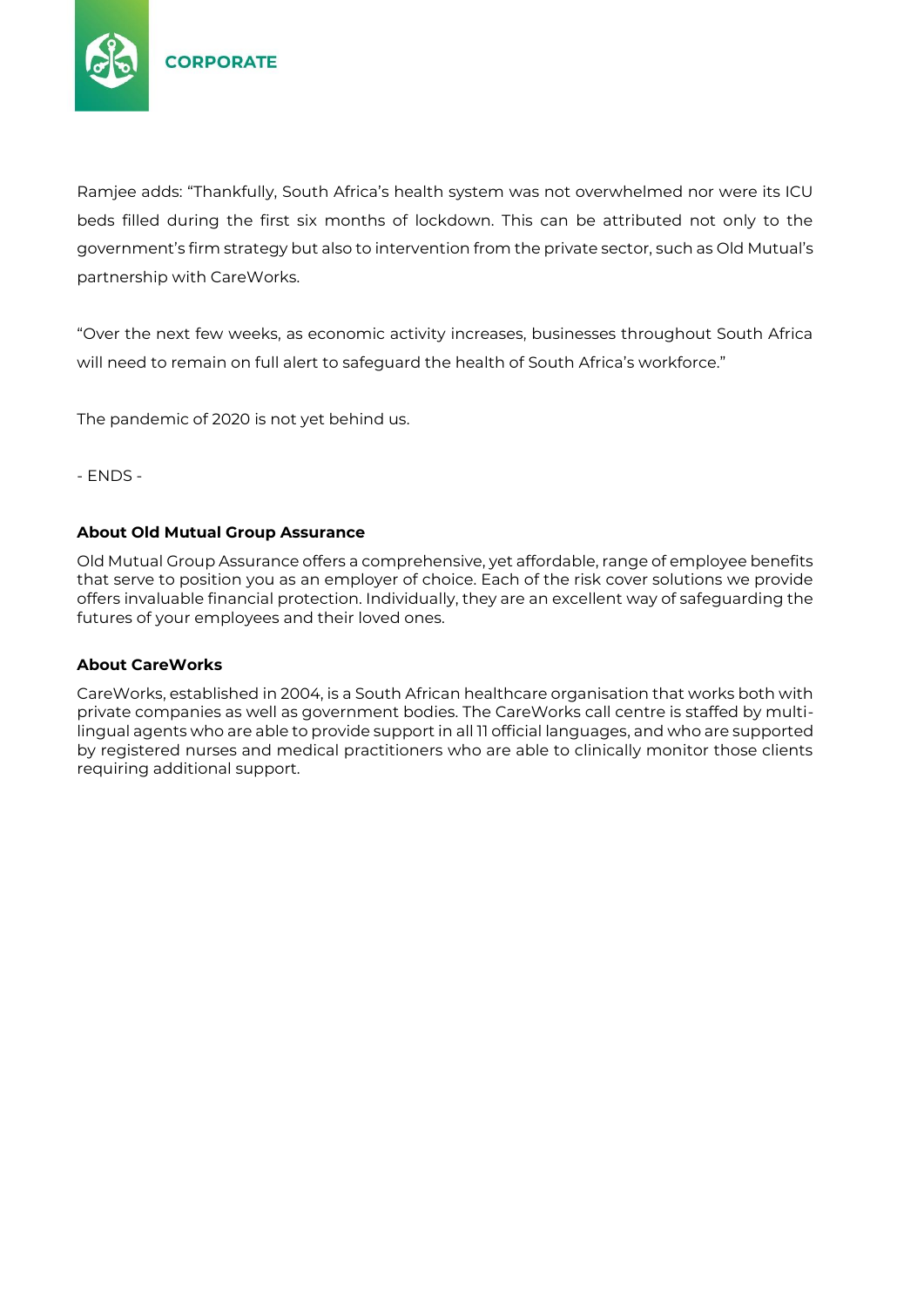Ramjee adds: "Thankfully, South Africa's health system was not overwhelmed nor were its ICU beds filled during the first six months of lockdown. This can be attributed not only to the government's firm strategy but also to intervention from the private sector, such as Old Mutual's partnership with CareWorks.

"Over the next few weeks, as economic activity increases, businesses throughout South Africa will need to remain on full alert to safeguard the health of South Africa's workforce."

The pandemic of 2020 is not yet behind us.

- ENDS -

**About Old Mutual Group Assurance**

Old Mutual Group Assurance offers a comprehensive, yet affordable, range of employee benefits that serve to position you as an employer of choice. Each of the risk cover solutions we provide offers invaluable financial protection. Individually, they are an excellent way of safeguarding the futures of your employees and their loved ones.

**About CareWorks**

CareWorks, established in 2004, is a South African healthcare organisation that works both with private companies as well as government bodies. The CareWorks call centre is staffed by multi-lingual agents who are able to provide support in all 11 official languages, and who are supported by registered nurses and medical practitioners who are able to clinically monitor those clients requiring additional support.